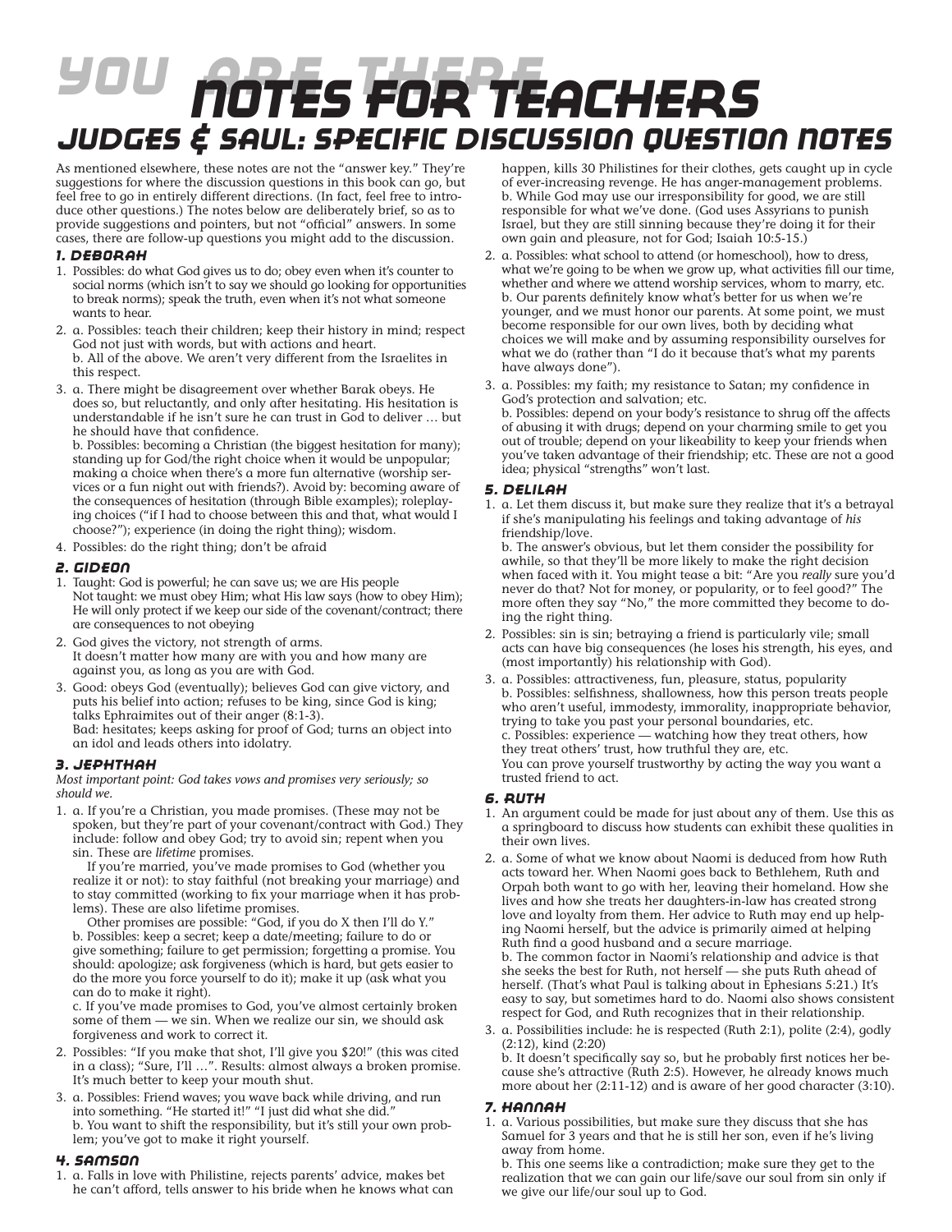# YOU ARE THERE NOTES FOR TEACHERS

## JUDGES & SAUL: SPECIFIC DISCUSSION QUESTION NOTES

As mentioned elsewhere, these notes are not the "answer key." They're suggestions for where the discussion questions in this book can go, but feel free to go in entirely different directions. (In fact, feel free to introduce other questions.) The notes below are deliberately brief, so as to provide suggestions and pointers, but not "official" answers. In some cases, there are follow-up questions you might add to the discussion.

### 1. DEBORAH

1. Possibles: do what God gives us to do; obey even when it's counter to social norms (which isn't to say we should go looking for opportunities to break norms); speak the truth, even when it's not what someone wants to hear.
2. a. Possibles: teach their children; keep their history in mind; respect God not just with words, but with actions and heart.
   b. All of the above. We aren't very different from the Israelites in this respect.
3. a. There might be disagreement over whether Barak obeys. He does so, but reluctantly, and only after hesitating. His hesitation is understandable if he isn't sure he can trust in God to deliver … but he should have that confidence.
   b. Possibles: becoming a Christian (the biggest hesitation for many); standing up for God/the right choice when it would be unpopular; making a choice when there's a more fun alternative (worship services or a fun night out with friends?). Avoid by: becoming aware of the consequences of hesitation (through Bible examples); roleplaying choices ("if I had to choose between this and that, what would I choose?"); experience (in doing the right thing); wisdom.
4. Possibles: do the right thing; don't be afraid

### 2. GIDEON

1. Taught: God is powerful; he can save us; we are His people
   Not taught: we must obey Him; what His law says (how to obey Him); He will only protect if we keep our side of the covenant/contract; there are consequences to not obeying
2. God gives the victory, not strength of arms.
   It doesn't matter how many are with you and how many are against you, as long as you are with God.
3. Good: obeys God (eventually); believes God can give victory, and puts his belief into action; refuses to be king, since God is king; talks Ephraimites out of their anger (8:1-3).
   Bad: hesitates; keeps asking for proof of God; turns an object into an idol and leads others into idolatry.

### 3. JEPHTHAH

*Most important point: God takes vows and promises very seriously; so should we.*

1. a. If you're a Christian, you made promises. (These may not be spoken, but they're part of your covenant/contract with God.) They include: follow and obey God; try to avoid sin; repent when you sin. These are *lifetime* promises.
   If you're married, you've made promises to God (whether you realize it or not): to stay faithful (not breaking your marriage) and to stay committed (working to fix your marriage when it has problems). These are also lifetime promises.
   Other promises are possible: "God, if you do X then I'll do Y."
   b. Possibles: keep a secret; keep a date/meeting; failure to do or give something; failure to get permission; forgetting a promise. You should: apologize; ask forgiveness (which is hard, but gets easier to do the more you force yourself to do it); make it up (ask what you can do to make it right).
   c. If you've made promises to God, you've almost certainly broken some of them — we sin. When we realize our sin, we should ask forgiveness and work to correct it.
2. Possibles: "If you make that shot, I'll give you $20!" (this was cited in a class); "Sure, I'll …". Results: almost always a broken promise. It's much better to keep your mouth shut.
3. a. Possibles: Friend waves; you wave back while driving, and run into something. "He started it!" "I just did what she did."
   b. You want to shift the responsibility, but it's still your own problem; you've got to make it right yourself.

### 4. SAMSON

1. a. Falls in love with Philistine, rejects parents' advice, makes bet he can't afford, tells answer to his bride when he knows what can happen, kills 30 Philistines for their clothes, gets caught up in cycle of ever-increasing revenge. He has anger-management problems.
   b. While God may use our irresponsibility for good, we are still responsible for what we've done. (God uses Assyrians to punish Israel, but they are still sinning because they're doing it for their own gain and pleasure, not for God; Isaiah 10:5-15.)
2. a. Possibles: what school to attend (or homeschool), how to dress, what we're going to be when we grow up, what activities fill our time, whether and where we attend worship services, whom to marry, etc.
   b. Our parents definitely know what's better for us when we're younger, and we must honor our parents. At some point, we must become responsible for our own lives, both by deciding what choices we will make and by assuming responsibility ourselves for what we do (rather than "I do it because that's what my parents have always done").
3. a. Possibles: my faith; my resistance to Satan; my confidence in God's protection and salvation; etc.
   b. Possibles: depend on your body's resistance to shrug off the affects of abusing it with drugs; depend on your charming smile to get you out of trouble; depend on your likeability to keep your friends when you've taken advantage of their friendship; etc. These are not a good idea; physical "strengths" won't last.

### 5. DELILAH

1. a. Let them discuss it, but make sure they realize that it's a betrayal if she's manipulating his feelings and taking advantage of *his* friendship/love.
   b. The answer's obvious, but let them consider the possibility for awhile, so that they'll be more likely to make the right decision when faced with it. You might tease a bit: "Are you *really* sure you'd never do that? Not for money, or popularity, or to feel good?" The more often they say "No," the more committed they become to doing the right thing.
2. Possibles: sin is sin; betraying a friend is particularly vile; small acts can have big consequences (he loses his strength, his eyes, and (most importantly) his relationship with God).
3. a. Possibles: attractiveness, fun, pleasure, status, popularity
   b. Possibles: selfishness, shallowness, how this person treats people who aren't useful, immodesty, immorality, inappropriate behavior, trying to take you past your personal boundaries, etc.
   c. Possibles: experience — watching how they treat others, how they treat others' trust, how truthful they are, etc.
   You can prove yourself trustworthy by acting the way you want a trusted friend to act.

### 6. RUTH

1. An argument could be made for just about any of them. Use this as a springboard to discuss how students can exhibit these qualities in their own lives.
2. a. Some of what we know about Naomi is deduced from how Ruth acts toward her. When Naomi goes back to Bethlehem, Ruth and Orpah both want to go with her, leaving their homeland. How she lives and how she treats her daughters-in-law has created strong love and loyalty from them. Her advice to Ruth may end up helping Naomi herself, but the advice is primarily aimed at helping Ruth find a good husband and a secure marriage.
   b. The common factor in Naomi's relationship and advice is that she seeks the best for Ruth, not herself — she puts Ruth ahead of herself. (That's what Paul is talking about in Ephesians 5:21.) It's easy to say, but sometimes hard to do. Naomi also shows consistent respect for God, and Ruth recognizes that in their relationship.
3. a. Possibilities include: he is respected (Ruth 2:1), polite (2:4), godly (2:12), kind (2:20)
   b. It doesn't specifically say so, but he probably first notices her because she's attractive (Ruth 2:5). However, he already knows much more about her (2:11-12) and is aware of her good character (3:10).

### 7. HANNAH

1. a. Various possibilities, but make sure they discuss that she has Samuel for 3 years and that he is still her son, even if he's living away from home.
   b. This one seems like a contradiction; make sure they get to the realization that we can gain our life/save our soul from sin only if we give our life/our soul up to God.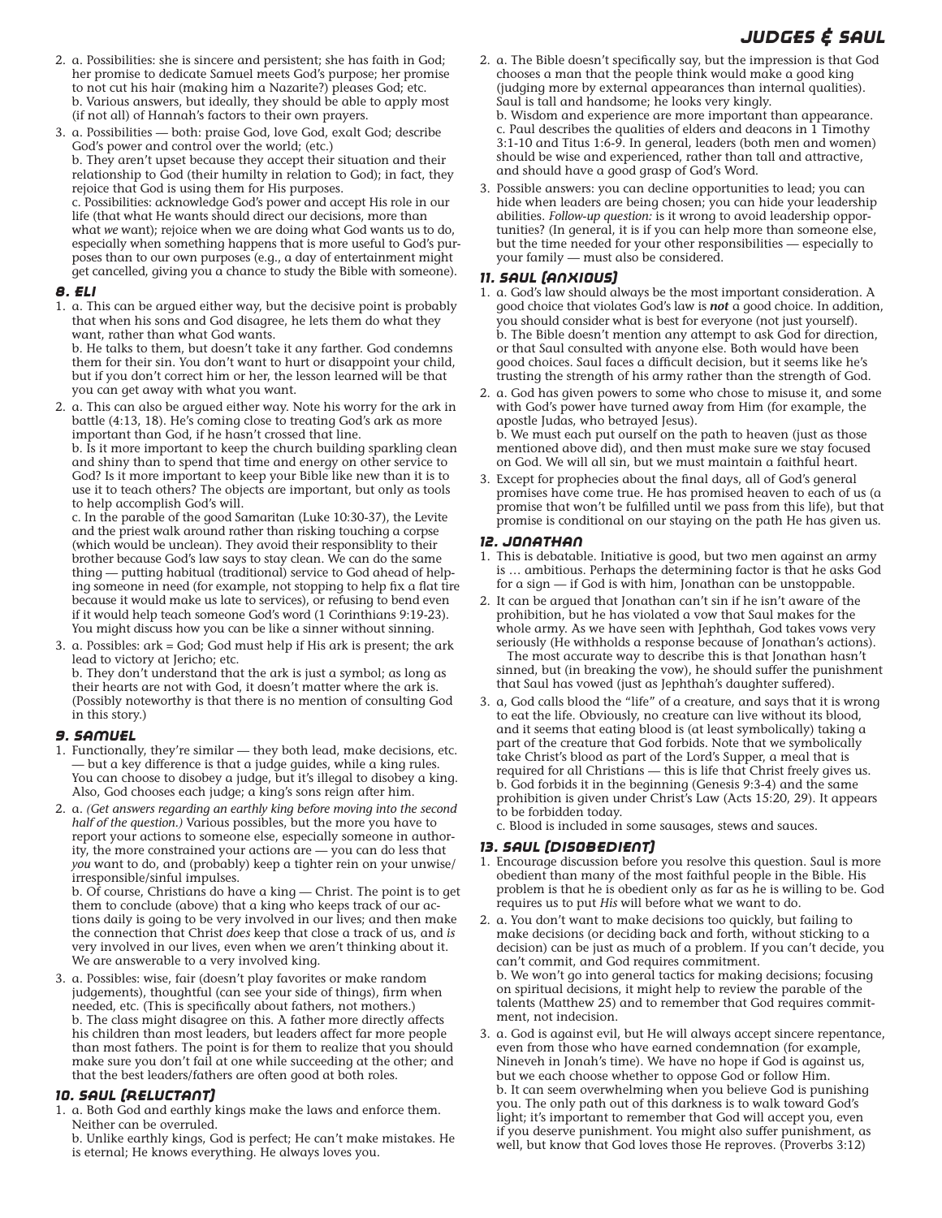2. a. Possibilities: she is sincere and persistent; she has faith in God; her promise to dedicate Samuel meets God's purpose; her promise to not cut his hair (making him a Nazarite?) pleases God; etc.
   b. Various answers, but ideally, they should be able to apply most (if not all) of Hannah's factors to their own prayers.
3. a. Possibilities — both: praise God, love God, exalt God; describe God's power and control over the world; (etc.)
   b. They aren't upset because they accept their situation and their relationship to God (their humilty in relation to God); in fact, they rejoice that God is using them for His purposes.
   c. Possibilities: acknowledge God's power and accept His role in our life (that what He wants should direct our decisions, more than what *we* want); rejoice when we are doing what God wants us to do, especially when something happens that is more useful to God's purposes than to our own purposes (e.g., a day of entertainment might get cancelled, giving you a chance to study the Bible with someone).

### 8. Eli

1. a. This can be argued either way, but the decisive point is probably that when his sons and God disagree, he lets them do what they want, rather than what God wants.
   b. He talks to them, but doesn't take it any farther. God condemns them for their sin. You don't want to hurt or disappoint your child, but if you don't correct him or her, the lesson learned will be that you can get away with what you want.
2. a. This can also be argued either way. Note his worry for the ark in battle (4:13, 18). He's coming close to treating God's ark as more important than God, if he hasn't crossed that line.
   b. Is it more important to keep the church building sparkling clean and shiny than to spend that time and energy on other service to God? Is it more important to keep your Bible like new than it is to use it to teach others? The objects are important, but only as tools to help accomplish God's will.
   c. In the parable of the good Samaritan (Luke 10:30-37), the Levite and the priest walk around rather than risking touching a corpse (which would be unclean). They avoid their responsiblity to their brother because God's law says to stay clean. We can do the same thing — putting habitual (traditional) service to God ahead of helping someone in need (for example, not stopping to help fix a flat tire because it would make us late to services), or refusing to bend even if it would help teach someone God's word (1 Corinthians 9:19-23). You might discuss how you can be like a sinner without sinning.
3. a. Possibles: ark = God; God must help if His ark is present; the ark lead to victory at Jericho; etc.
   b. They don't understand that the ark is just a symbol; as long as their hearts are not with God, it doesn't matter where the ark is. (Possibly noteworthy is that there is no mention of consulting God in this story.)

### 9. Samuel

1. Functionally, they're similar — they both lead, make decisions, etc. — but a key difference is that a judge guides, while a king rules. You can choose to disobey a judge, but it's illegal to disobey a king. Also, God chooses each judge; a king's sons reign after him.
2. a. *(Get answers regarding an earthly king before moving into the second half of the question.)* Various possibles, but the more you have to report your actions to someone else, especially someone in authority, the more constrained your actions are — you can do less that *you* want to do, and (probably) keep a tighter rein on your unwise/irresponsible/sinful impulses.
   b. Of course, Christians do have a king — Christ. The point is to get them to conclude (above) that a king who keeps track of our actions daily is going to be very involved in our lives; and then make the connection that Christ *does* keep that close a track of us, and *is* very involved in our lives, even when we aren't thinking about it. We are answerable to a very involved king.
3. a. Possibles: wise, fair (doesn't play favorites or make random judgements), thoughtful (can see your side of things), firm when needed, etc. (This is specifically about fathers, not mothers.)
   b. The class might disagree on this. A father more directly affects his children than most leaders, but leaders affect far more people than most fathers. The point is for them to realize that you should make sure you don't fail at one while succeeding at the other; and that the best leaders/fathers are often good at both roles.

### 10. Saul (Reluctant)

1. a. Both God and earthly kings make the laws and enforce them. Neither can be overruled.
   b. Unlike earthly kings, God is perfect; He can't make mistakes. He is eternal; He knows everything. He always loves you.
2. a. The Bible doesn't specifically say, but the impression is that God chooses a man that the people think would make a good king (judging more by external appearances than internal qualities). Saul is tall and handsome; he looks very kingly.
   b. Wisdom and experience are more important than appearance.
   c. Paul describes the qualities of elders and deacons in 1 Timothy 3:1-10 and Titus 1:6-9. In general, leaders (both men and women) should be wise and experienced, rather than tall and attractive, and should have a good grasp of God's Word.
3. Possible answers: you can decline opportunities to lead; you can hide when leaders are being chosen; you can hide your leadership abilities. *Follow-up question:* is it wrong to avoid leadership opportunities? (In general, it is if you can help more than someone else, but the time needed for your other responsibilities — especially to your family — must also be considered.

### 11. Saul (Anxious)

1. a. God's law should always be the most important consideration. A good choice that violates God's law is ***not*** a good choice. In addition, you should consider what is best for everyone (not just yourself).
   b. The Bible doesn't mention any attempt to ask God for direction, or that Saul consulted with anyone else. Both would have been good choices. Saul faces a difficult decision, but it seems like he's trusting the strength of his army rather than the strength of God.
2. a. God has given powers to some who chose to misuse it, and some with God's power have turned away from Him (for example, the apostle Judas, who betrayed Jesus).
   b. We must each put ourself on the path to heaven (just as those mentioned above did), and then must make sure we stay focused on God. We will all sin, but we must maintain a faithful heart.
3. Except for prophecies about the final days, all of God's general promises have come true. He has promised heaven to each of us (a promise that won't be fulfilled until we pass from this life), but that promise is conditional on our staying on the path He has given us.

### 12. Jonathan

1. This is debatable. Initiative is good, but two men against an army is … ambitious. Perhaps the determining factor is that he asks God for a sign — if God is with him, Jonathan can be unstoppable.
2. It can be argued that Jonathan can't sin if he isn't aware of the prohibition, but he has violated a vow that Saul makes for the whole army. As we have seen with Jephthah, God takes vows very seriously (He withholds a response because of Jonathan's actions).
   The most accurate way to describe this is that Jonathan hasn't sinned, but (in breaking the vow), he should suffer the punishment that Saul has vowed (just as Jephthah's daughter suffered).
3. a, God calls blood the "life" of a creature, and says that it is wrong to eat the life. Obviously, no creature can live without its blood, and it seems that eating blood is (at least symbolically) taking a part of the creature that God forbids. Note that we symbolically take Christ's blood as part of the Lord's Supper, a meal that is required for all Christians — this is life that Christ freely gives us.
   b. God forbids it in the beginning (Genesis 9:3-4) and the same prohibition is given under Christ's Law (Acts 15:20, 29). It appears to be forbidden today.
   c. Blood is included in some sausages, stews and sauces.

### 13. Saul (Disobedient)

1. Encourage discussion before you resolve this question. Saul is more obedient than many of the most faithful people in the Bible. His problem is that he is obedient only as far as he is willing to be. God requires us to put *His* will before what we want to do.
2. a. You don't want to make decisions too quickly, but failing to make decisions (or deciding back and forth, without sticking to a decision) can be just as much of a problem. If you can't decide, you can't commit, and God requires commitment.
   b. We won't go into general tactics for making decisions; focusing on spiritual decisions, it might help to review the parable of the talents (Matthew 25) and to remember that God requires commitment, not indecision.
3. a. God is against evil, but He will always accept sincere repentance, even from those who have earned condemnation (for example, Nineveh in Jonah's time). We have no hope if God is against us, but we each choose whether to oppose God or follow Him.
   b. It can seem overwhelming when you believe God is punishing you. The only path out of this darkness is to walk toward God's light; it's important to remember that God will accept you, even if you deserve punishment. You might also suffer punishment, as well, but know that God loves those He reproves. (Proverbs 3:12)